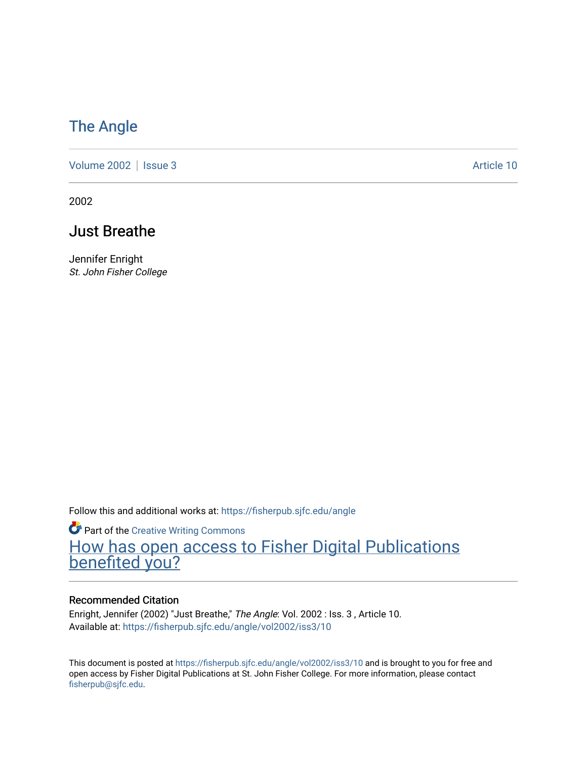# The Angle

Volume 2002 | Issue 3 Article 10

2002

## Just Breathe

Jennifer Enright
*St. John Fisher College*

Follow this and additional works at: https://fisherpub.sjfc.edu/angle

Part of the Creative Writing Commons

How has open access to Fisher Digital Publications benefited you?

### Recommended Citation

Enright, Jennifer (2002) "Just Breathe," *The Angle*: Vol. 2002 : Iss. 3 , Article 10.
Available at: https://fisherpub.sjfc.edu/angle/vol2002/iss3/10

This document is posted at https://fisherpub.sjfc.edu/angle/vol2002/iss3/10 and is brought to you for free and open access by Fisher Digital Publications at St. John Fisher College. For more information, please contact fisherpub@sjfc.edu.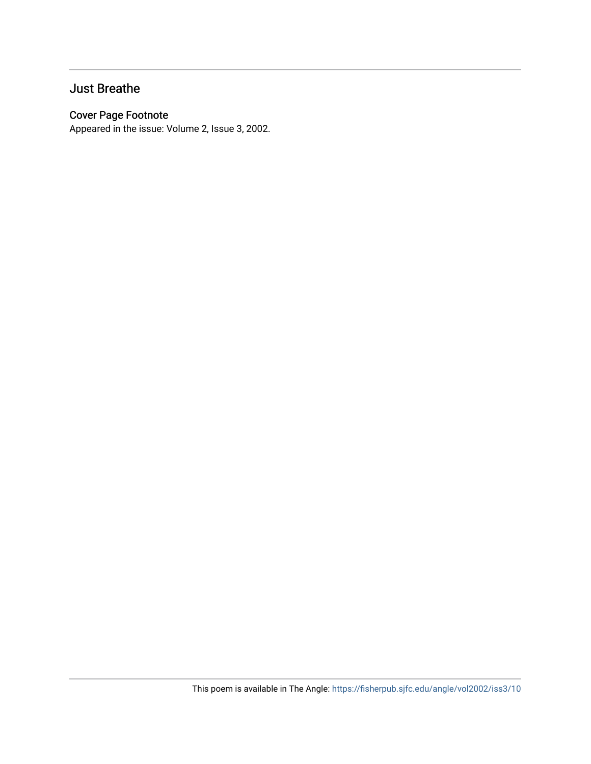## Just Breathe

### Cover Page Footnote

Appeared in the issue: Volume 2, Issue 3, 2002.

This poem is available in The Angle: https://fisherpub.sjfc.edu/angle/vol2002/iss3/10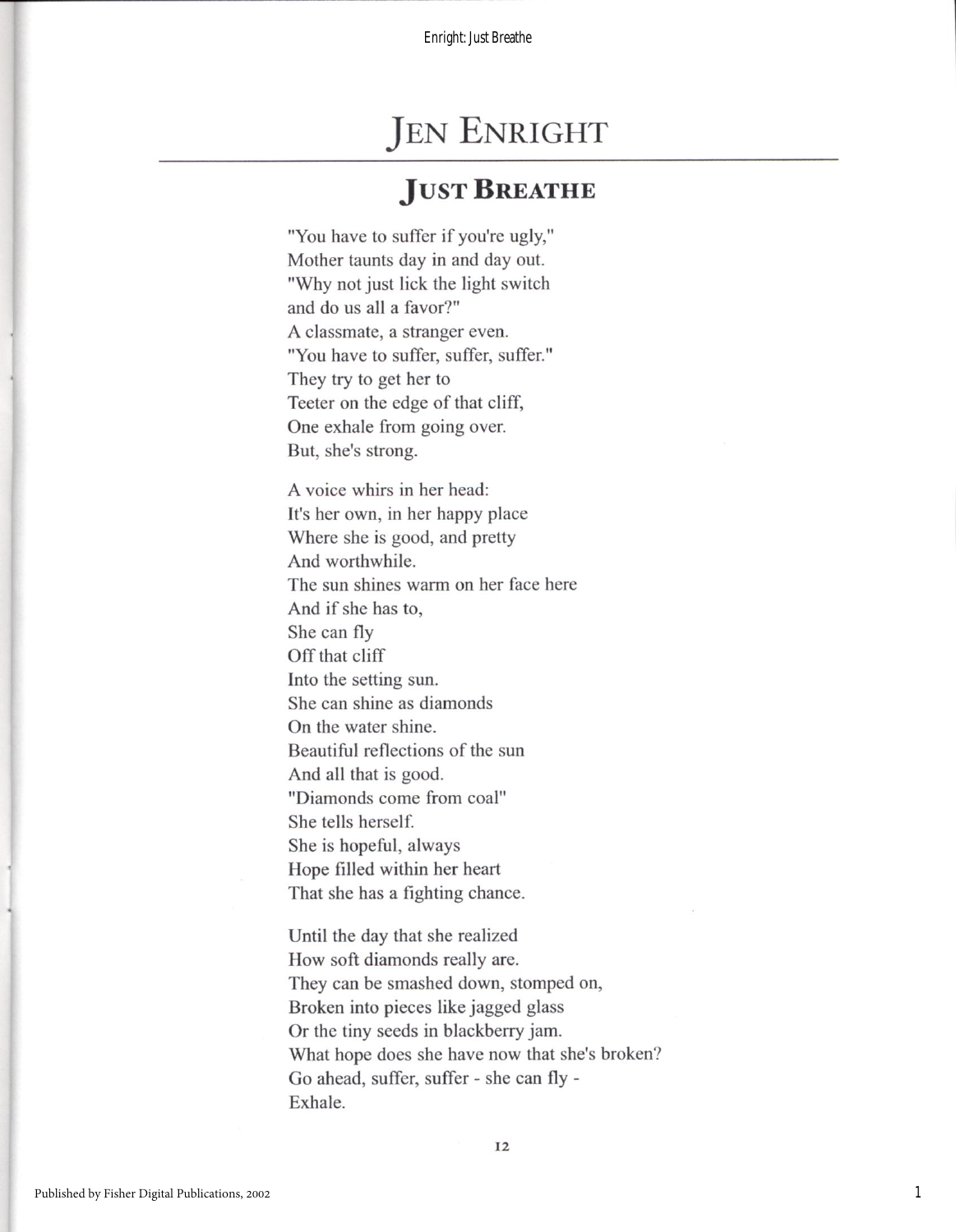# Jen Enright

## Just Breathe

"You have to suffer if you're ugly,"  
Mother taunts day in and day out.  
"Why not just lick the light switch  
and do us all a favor?"  
A classmate, a stranger even.  
"You have to suffer, suffer, suffer."  
They try to get her to  
Teeter on the edge of that cliff,  
One exhale from going over.  
But, she's strong.

A voice whirs in her head:  
It's her own, in her happy place  
Where she is good, and pretty  
And worthwhile.  
The sun shines warm on her face here  
And if she has to,  
She can fly  
Off that cliff  
Into the setting sun.  
She can shine as diamonds  
On the water shine.  
Beautiful reflections of the sun  
And all that is good.  
"Diamonds come from coal"  
She tells herself.  
She is hopeful, always  
Hope filled within her heart  
That she has a fighting chance.

Until the day that she realized  
How soft diamonds really are.  
They can be smashed down, stomped on,  
Broken into pieces like jagged glass  
Or the tiny seeds in blackberry jam.  
What hope does she have now that she's broken?  
Go ahead, suffer, suffer - she can fly -  
Exhale.